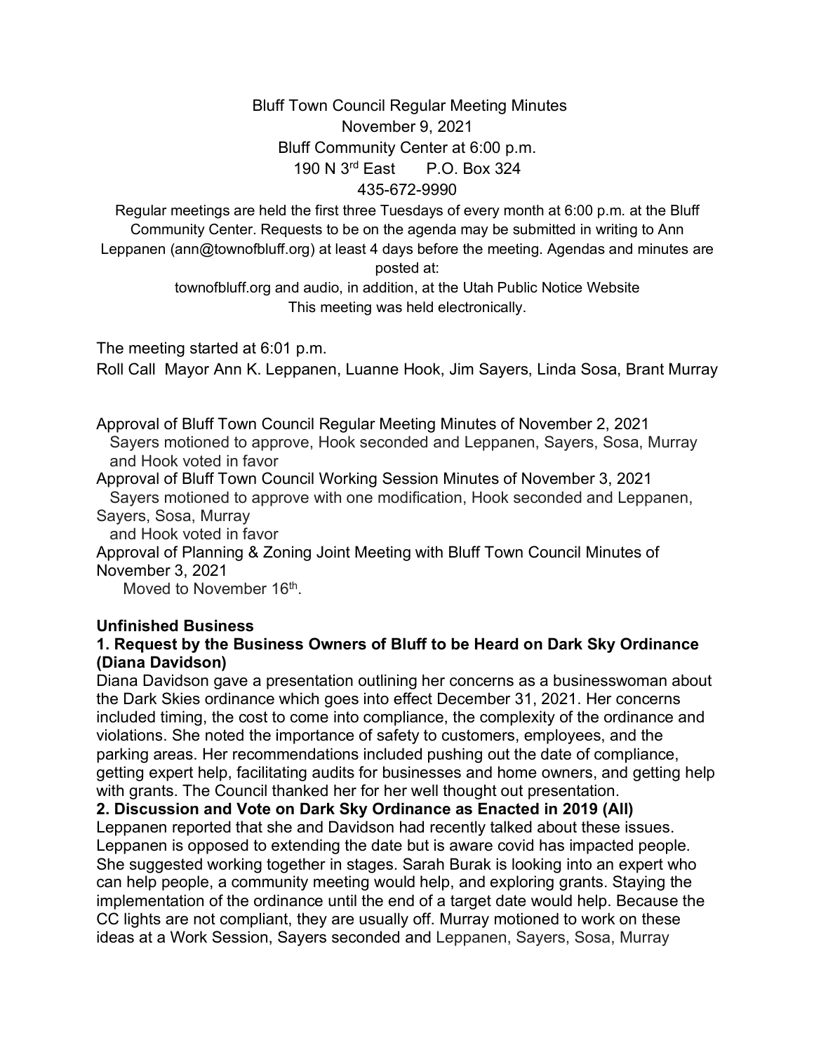Bluff Town Council Regular Meeting Minutes
November 9, 2021
Bluff Community Center at 6:00 p.m.
190 N 3rd East P.O. Box 324
435-672-9990

Regular meetings are held the first three Tuesdays of every month at 6:00 p.m. at the Bluff Community Center. Requests to be on the agenda may be submitted in writing to Ann Leppanen (ann@townofbluff.org) at least 4 days before the meeting. Agendas and minutes are posted at:
townofbluff.org and audio, in addition, at the Utah Public Notice Website
This meeting was held electronically.

The meeting started at 6:01 p.m.

Roll Call Mayor Ann K. Leppanen, Luanne Hook, Jim Sayers, Linda Sosa, Brant Murray

Approval of Bluff Town Council Regular Meeting Minutes of November 2, 2021
Sayers motioned to approve, Hook seconded and Leppanen, Sayers, Sosa, Murray and Hook voted in favor

Approval of Bluff Town Council Working Session Minutes of November 3, 2021
Sayers motioned to approve with one modification, Hook seconded and Leppanen, Sayers, Sosa, Murray
and Hook voted in favor

Approval of Planning & Zoning Joint Meeting with Bluff Town Council Minutes of November 3, 2021
Moved to November 16th.

**Unfinished Business**

**1. Request by the Business Owners of Bluff to be Heard on Dark Sky Ordinance (Diana Davidson)**

Diana Davidson gave a presentation outlining her concerns as a businesswoman about the Dark Skies ordinance which goes into effect December 31, 2021. Her concerns included timing, the cost to come into compliance, the complexity of the ordinance and violations. She noted the importance of safety to customers, employees, and the parking areas. Her recommendations included pushing out the date of compliance, getting expert help, facilitating audits for businesses and home owners, and getting help with grants. The Council thanked her for her well thought out presentation.

**2. Discussion and Vote on Dark Sky Ordinance as Enacted in 2019 (All)**

Leppanen reported that she and Davidson had recently talked about these issues. Leppanen is opposed to extending the date but is aware covid has impacted people. She suggested working together in stages. Sarah Burak is looking into an expert who can help people, a community meeting would help, and exploring grants. Staying the implementation of the ordinance until the end of a target date would help. Because the CC lights are not compliant, they are usually off. Murray motioned to work on these ideas at a Work Session, Sayers seconded and Leppanen, Sayers, Sosa, Murray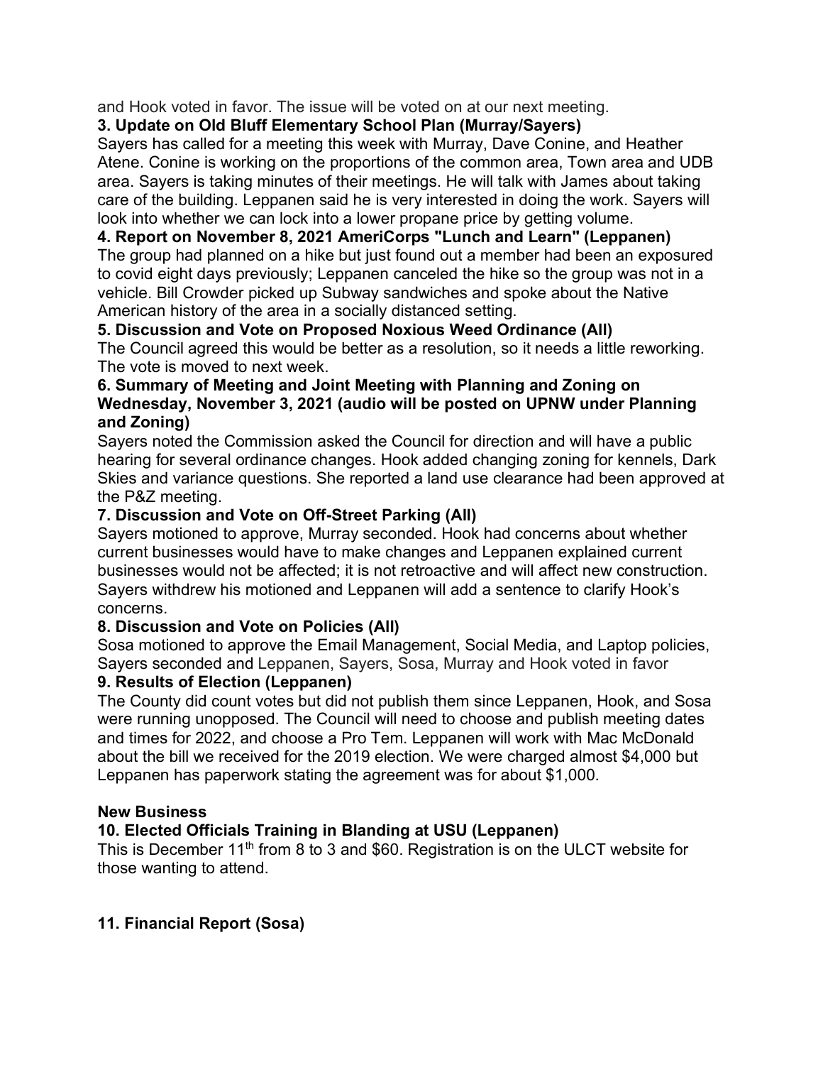and Hook voted in favor. The issue will be voted on at our next meeting.

**3. Update on Old Bluff Elementary School Plan (Murray/Sayers)**

Sayers has called for a meeting this week with Murray, Dave Conine, and Heather Atene. Conine is working on the proportions of the common area, Town area and UDB area. Sayers is taking minutes of their meetings. He will talk with James about taking care of the building. Leppanen said he is very interested in doing the work. Sayers will look into whether we can lock into a lower propane price by getting volume.

**4. Report on November 8, 2021 AmeriCorps "Lunch and Learn" (Leppanen)**

The group had planned on a hike but just found out a member had been an exposured to covid eight days previously; Leppanen canceled the hike so the group was not in a vehicle. Bill Crowder picked up Subway sandwiches and spoke about the Native American history of the area in a socially distanced setting.

**5. Discussion and Vote on Proposed Noxious Weed Ordinance (All)**

The Council agreed this would be better as a resolution, so it needs a little reworking. The vote is moved to next week.

**6. Summary of Meeting and Joint Meeting with Planning and Zoning on Wednesday, November 3, 2021 (audio will be posted on UPNW under Planning and Zoning)**

Sayers noted the Commission asked the Council for direction and will have a public hearing for several ordinance changes. Hook added changing zoning for kennels, Dark Skies and variance questions. She reported a land use clearance had been approved at the P&Z meeting.

**7. Discussion and Vote on Off-Street Parking (All)**

Sayers motioned to approve, Murray seconded. Hook had concerns about whether current businesses would have to make changes and Leppanen explained current businesses would not be affected; it is not retroactive and will affect new construction. Sayers withdrew his motioned and Leppanen will add a sentence to clarify Hook's concerns.

**8. Discussion and Vote on Policies (All)**

Sosa motioned to approve the Email Management, Social Media, and Laptop policies, Sayers seconded and Leppanen, Sayers, Sosa, Murray and Hook voted in favor

**9. Results of Election (Leppanen)**

The County did count votes but did not publish them since Leppanen, Hook, and Sosa were running unopposed. The Council will need to choose and publish meeting dates and times for 2022, and choose a Pro Tem. Leppanen will work with Mac McDonald about the bill we received for the 2019 election. We were charged almost $4,000 but Leppanen has paperwork stating the agreement was for about $1,000.

**New Business**

**10. Elected Officials Training in Blanding at USU (Leppanen)**

This is December 11th from 8 to 3 and $60. Registration is on the ULCT website for those wanting to attend.

**11. Financial Report (Sosa)**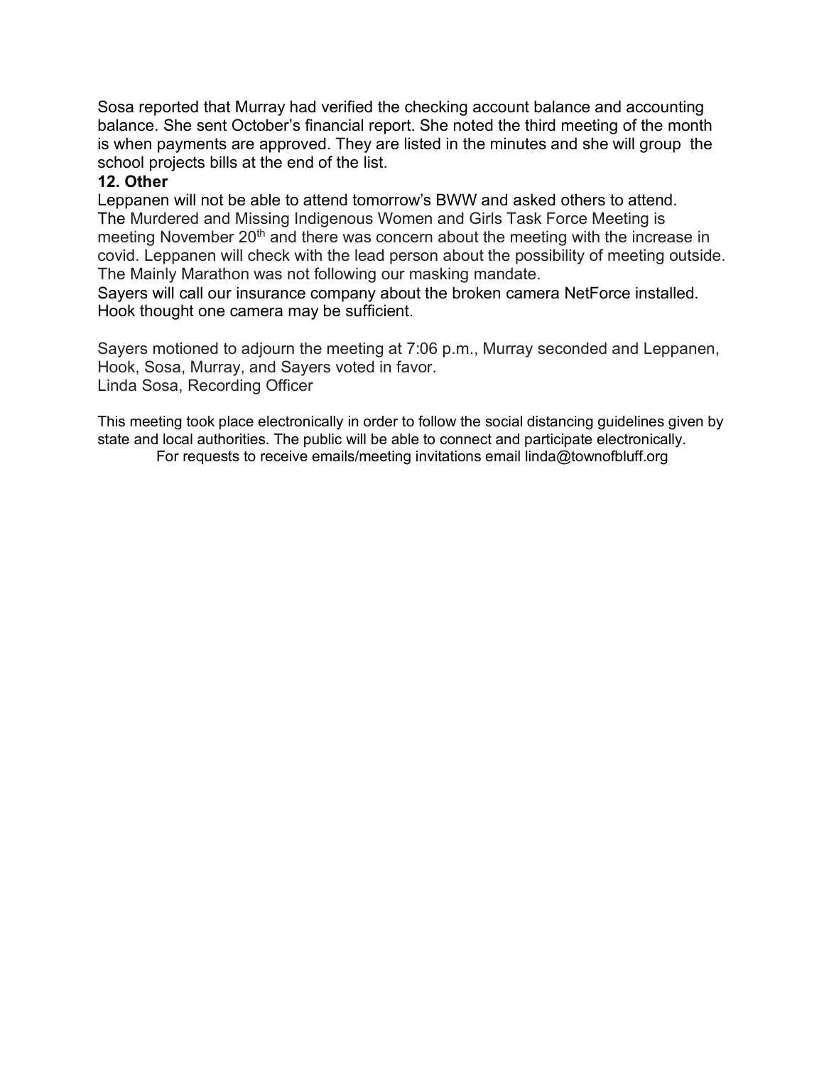Sosa reported that Murray had verified the checking account balance and accounting balance. She sent October's financial report. She noted the third meeting of the month is when payments are approved. They are listed in the minutes and she will group the school projects bills at the end of the list.

**12. Other**

Leppanen will not be able to attend tomorrow's BWW and asked others to attend.
The Murdered and Missing Indigenous Women and Girls Task Force Meeting is meeting November 20th and there was concern about the meeting with the increase in covid. Leppanen will check with the lead person about the possibility of meeting outside.
The Mainly Marathon was not following our masking mandate.
Sayers will call our insurance company about the broken camera NetForce installed.
Hook thought one camera may be sufficient.

Sayers motioned to adjourn the meeting at 7:06 p.m., Murray seconded and Leppanen, Hook, Sosa, Murray, and Sayers voted in favor.
Linda Sosa, Recording Officer

This meeting took place electronically in order to follow the social distancing guidelines given by state and local authorities. The public will be able to connect and participate electronically.
For requests to receive emails/meeting invitations email linda@townofbluff.org